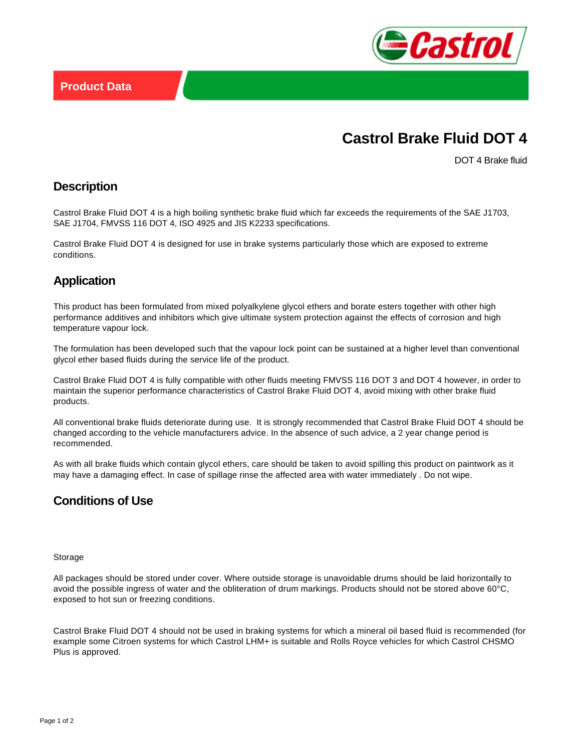Product Data

# Castrol Brake Fluid DOT 4

DOT 4 Brake fluid

## Description

Castrol Brake Fluid DOT 4 is a high boiling synthetic brake fluid which far exceeds the requirements of the SAE J1703, SAE J1704, FMVSS 116 DOT 4, ISO 4925 and JIS K2233 specifications.

Castrol Brake Fluid DOT 4 is designed for use in brake systems particularly those which are exposed to extreme conditions.

## Application

This product has been formulated from mixed polyalkylene glycol ethers and borate esters together with other high performance additives and inhibitors which give ultimate system protection against the effects of corrosion and high temperature vapour lock.

The formulation has been developed such that the vapour lock point can be sustained at a higher level than conventional glycol ether based fluids during the service life of the product.

Castrol Brake Fluid DOT 4 is fully compatible with other fluids meeting FMVSS 116 DOT 3 and DOT 4 however, in order to maintain the superior performance characteristics of Castrol Brake Fluid DOT 4, avoid mixing with other brake fluid products.

All conventional brake fluids deteriorate during use. It is strongly recommended that Castrol Brake Fluid DOT 4 should be changed according to the vehicle manufacturers advice. In the absence of such advice, a 2 year change period is recommended.

As with all brake fluids which contain glycol ethers, care should be taken to avoid spilling this product on paintwork as it may have a damaging effect. In case of spillage rinse the affected area with water immediately . Do not wipe.

## Conditions of Use

Storage

All packages should be stored under cover. Where outside storage is unavoidable drums should be laid horizontally to avoid the possible ingress of water and the obliteration of drum markings. Products should not be stored above 60°C, exposed to hot sun or freezing conditions.

Castrol Brake Fluid DOT 4 should not be used in braking systems for which a mineral oil based fluid is recommended (for example some Citroen systems for which Castrol LHM+ is suitable and Rolls Royce vehicles for which Castrol CHSMO Plus is approved.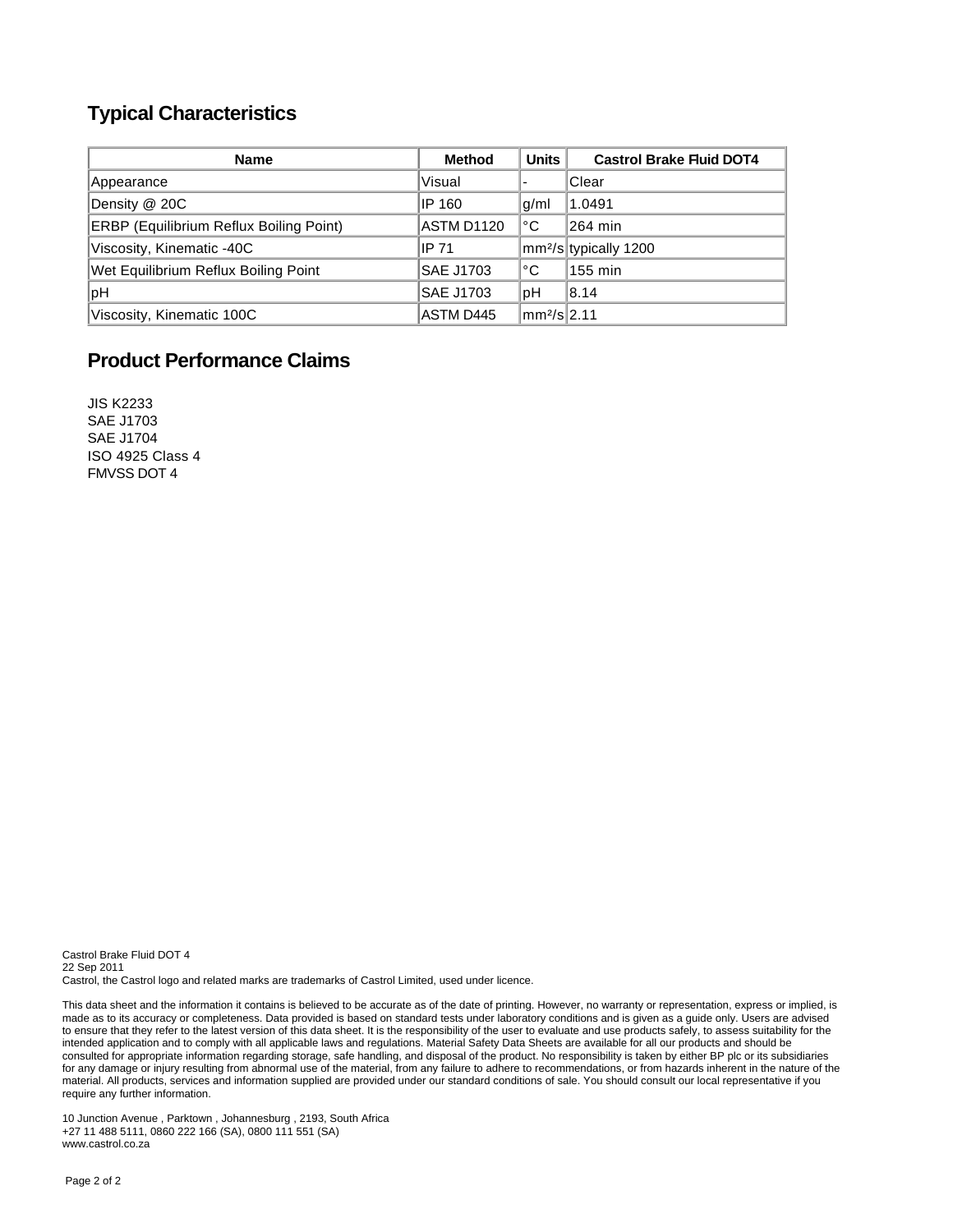## Typical Characteristics

| Name | Method | Units | Castrol Brake Fluid DOT4 |
|---|---|---|---|
| Appearance | Visual | - | Clear |
| Density @ 20C | IP 160 | g/ml | 1.0491 |
| ERBP (Equilibrium Reflux Boiling Point) | ASTM D1120 | °C | 264 min |
| Viscosity, Kinematic -40C | IP 71 | $mm^2/s$ | typically 1200 |
| Wet Equilibrium Reflux Boiling Point | SAE J1703 | °C | 155 min |
| pH | SAE J1703 | pH | 8.14 |
| Viscosity, Kinematic 100C | ASTM D445 | $mm^2/s$ | 2.11 |

## Product Performance Claims

JIS K2233
SAE J1703
SAE J1704
ISO 4925 Class 4
FMVSS DOT 4

Castrol Brake Fluid DOT 4
22 Sep 2011
Castrol, the Castrol logo and related marks are trademarks of Castrol Limited, used under licence.

This data sheet and the information it contains is believed to be accurate as of the date of printing. However, no warranty or representation, express or implied, is made as to its accuracy or completeness. Data provided is based on standard tests under laboratory conditions and is given as a guide only. Users are advised to ensure that they refer to the latest version of this data sheet. It is the responsibility of the user to evaluate and use products safely, to assess suitability for the intended application and to comply with all applicable laws and regulations. Material Safety Data Sheets are available for all our products and should be consulted for appropriate information regarding storage, safe handling, and disposal of the product. No responsibility is taken by either BP plc or its subsidiaries for any damage or injury resulting from abnormal use of the material, from any failure to adhere to recommendations, or from hazards inherent in the nature of the material. All products, services and information supplied are provided under our standard conditions of sale. You should consult our local representative if you require any further information.

10 Junction Avenue , Parktown , Johannesburg , 2193, South Africa
+27 11 488 5111, 0860 222 166 (SA), 0800 111 551 (SA)
www.castrol.co.za